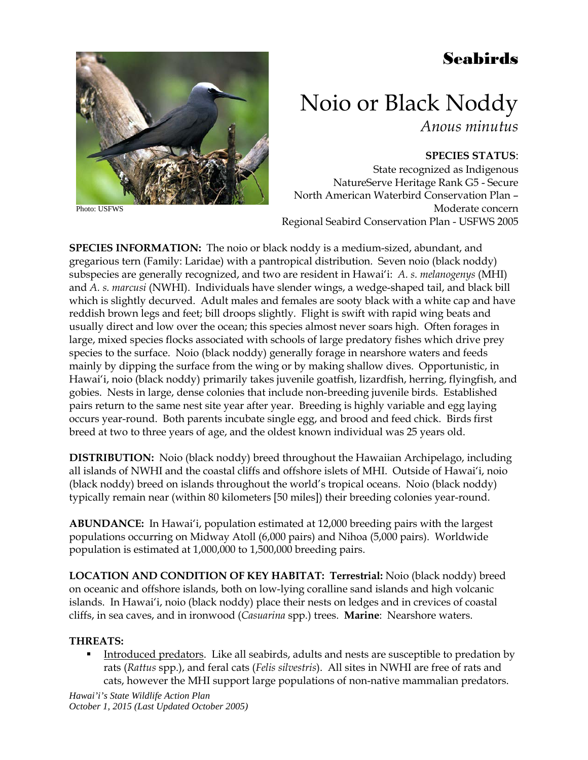Photo: USFWS

# Seabirds

## Noio or Black Noddy

*Anous minutus*

**SPECIES STATUS**:
State recognized as Indigenous
NatureServe Heritage Rank G5 - Secure
North American Waterbird Conservation Plan – Moderate concern
Regional Seabird Conservation Plan - USFWS 2005

**SPECIES INFORMATION:** The noio or black noddy is a medium-sized, abundant, and gregarious tern (Family: Laridae) with a pantropical distribution. Seven noio (black noddy) subspecies are generally recognized, and two are resident in Hawai'i: *A. s. melanogenys* (MHI) and *A. s. marcusi* (NWHI). Individuals have slender wings, a wedge-shaped tail, and black bill which is slightly decurved. Adult males and females are sooty black with a white cap and have reddish brown legs and feet; bill droops slightly. Flight is swift with rapid wing beats and usually direct and low over the ocean; this species almost never soars high. Often forages in large, mixed species flocks associated with schools of large predatory fishes which drive prey species to the surface. Noio (black noddy) generally forage in nearshore waters and feeds mainly by dipping the surface from the wing or by making shallow dives. Opportunistic, in Hawai'i, noio (black noddy) primarily takes juvenile goatfish, lizardfish, herring, flyingfish, and gobies. Nests in large, dense colonies that include non-breeding juvenile birds. Established pairs return to the same nest site year after year. Breeding is highly variable and egg laying occurs year-round. Both parents incubate single egg, and brood and feed chick. Birds first breed at two to three years of age, and the oldest known individual was 25 years old.

**DISTRIBUTION:** Noio (black noddy) breed throughout the Hawaiian Archipelago, including all islands of NWHI and the coastal cliffs and offshore islets of MHI. Outside of Hawai'i, noio (black noddy) breed on islands throughout the world's tropical oceans. Noio (black noddy) typically remain near (within 80 kilometers [50 miles]) their breeding colonies year-round.

**ABUNDANCE:** In Hawai'i, population estimated at 12,000 breeding pairs with the largest populations occurring on Midway Atoll (6,000 pairs) and Nihoa (5,000 pairs). Worldwide population is estimated at 1,000,000 to 1,500,000 breeding pairs.

**LOCATION AND CONDITION OF KEY HABITAT:** **Terrestrial:** Noio (black noddy) breed on oceanic and offshore islands, both on low-lying coralline sand islands and high volcanic islands. In Hawai'i, noio (black noddy) place their nests on ledges and in crevices of coastal cliffs, in sea caves, and in ironwood (*Casuarina* spp.) trees. **Marine**: Nearshore waters.

**THREATS:**

- Introduced predators. Like all seabirds, adults and nests are susceptible to predation by rats (*Rattus* spp.), and feral cats (*Felis silvestris*). All sites in NWHI are free of rats and cats, however the MHI support large populations of non-native mammalian predators.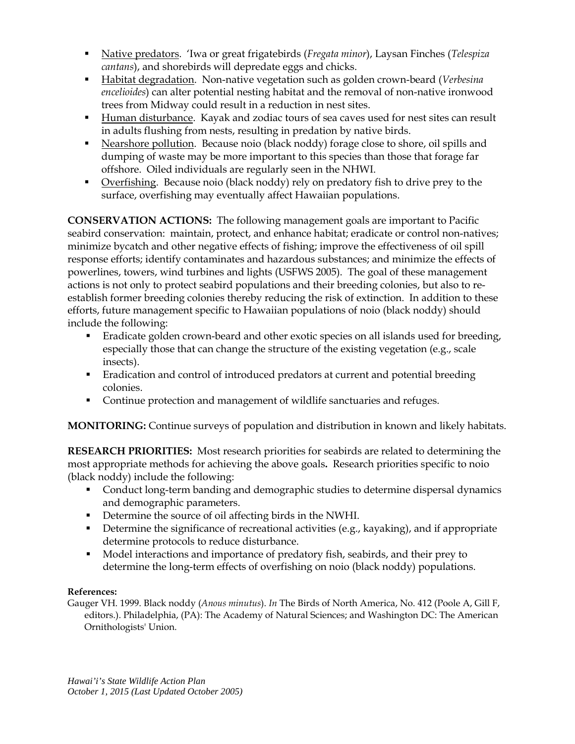- Native predators. ʻIwa or great frigatebirds (*Fregata minor*), Laysan Finches (*Telespiza cantans*), and shorebirds will depredate eggs and chicks.
- Habitat degradation. Non-native vegetation such as golden crown-beard (*Verbesina encelioides*) can alter potential nesting habitat and the removal of non-native ironwood trees from Midway could result in a reduction in nest sites.
- Human disturbance. Kayak and zodiac tours of sea caves used for nest sites can result in adults flushing from nests, resulting in predation by native birds.
- Nearshore pollution. Because noio (black noddy) forage close to shore, oil spills and dumping of waste may be more important to this species than those that forage far offshore. Oiled individuals are regularly seen in the NHWI.
- Overfishing. Because noio (black noddy) rely on predatory fish to drive prey to the surface, overfishing may eventually affect Hawaiian populations.

**CONSERVATION ACTIONS:** The following management goals are important to Pacific seabird conservation: maintain, protect, and enhance habitat; eradicate or control non-natives; minimize bycatch and other negative effects of fishing; improve the effectiveness of oil spill response efforts; identify contaminates and hazardous substances; and minimize the effects of powerlines, towers, wind turbines and lights (USFWS 2005). The goal of these management actions is not only to protect seabird populations and their breeding colonies, but also to re-establish former breeding colonies thereby reducing the risk of extinction. In addition to these efforts, future management specific to Hawaiian populations of noio (black noddy) should include the following:

- Eradicate golden crown-beard and other exotic species on all islands used for breeding, especially those that can change the structure of the existing vegetation (e.g., scale insects).
- Eradication and control of introduced predators at current and potential breeding colonies.
- Continue protection and management of wildlife sanctuaries and refuges.

**MONITORING:** Continue surveys of population and distribution in known and likely habitats.

**RESEARCH PRIORITIES:** Most research priorities for seabirds are related to determining the most appropriate methods for achieving the above goals**.** Research priorities specific to noio (black noddy) include the following:

- Conduct long-term banding and demographic studies to determine dispersal dynamics and demographic parameters.
- Determine the source of oil affecting birds in the NWHI.
- Determine the significance of recreational activities (e.g., kayaking), and if appropriate determine protocols to reduce disturbance.
- Model interactions and importance of predatory fish, seabirds, and their prey to determine the long-term effects of overfishing on noio (black noddy) populations.

**References:**

Gauger VH. 1999. Black noddy (*Anous minutus*). *In* The Birds of North America, No. 412 (Poole A, Gill F, editors.). Philadelphia, (PA): The Academy of Natural Sciences; and Washington DC: The American Ornithologists' Union.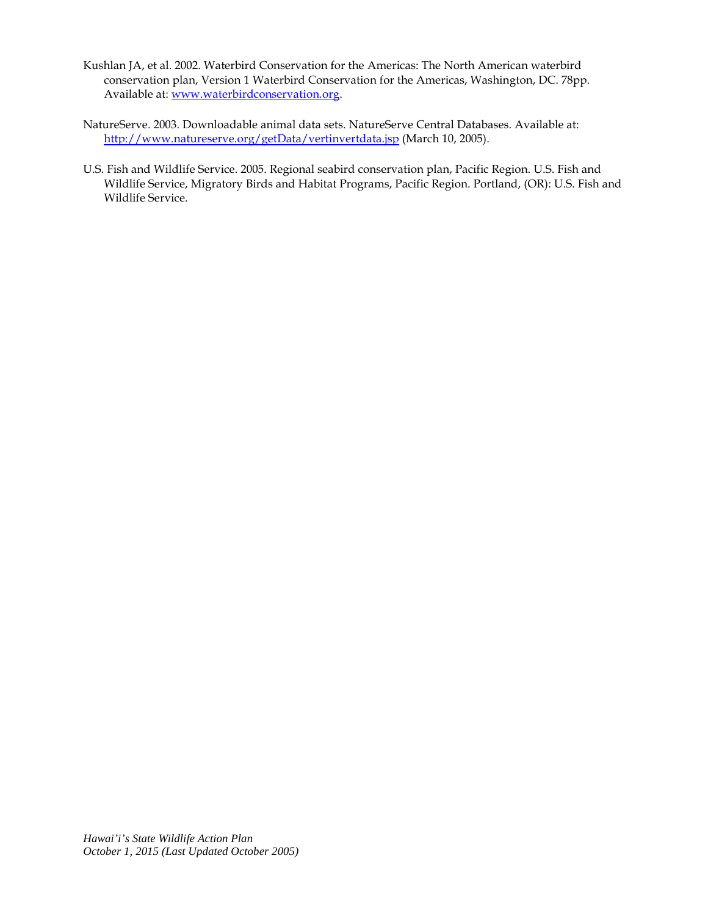Kushlan JA, et al. 2002. Waterbird Conservation for the Americas: The North American waterbird conservation plan, Version 1 Waterbird Conservation for the Americas, Washington, DC. 78pp. Available at: www.waterbirdconservation.org.

NatureServe. 2003. Downloadable animal data sets. NatureServe Central Databases. Available at: http://www.natureserve.org/getData/vertinvertdata.jsp (March 10, 2005).

U.S. Fish and Wildlife Service. 2005. Regional seabird conservation plan, Pacific Region. U.S. Fish and Wildlife Service, Migratory Birds and Habitat Programs, Pacific Region. Portland, (OR): U.S. Fish and Wildlife Service.